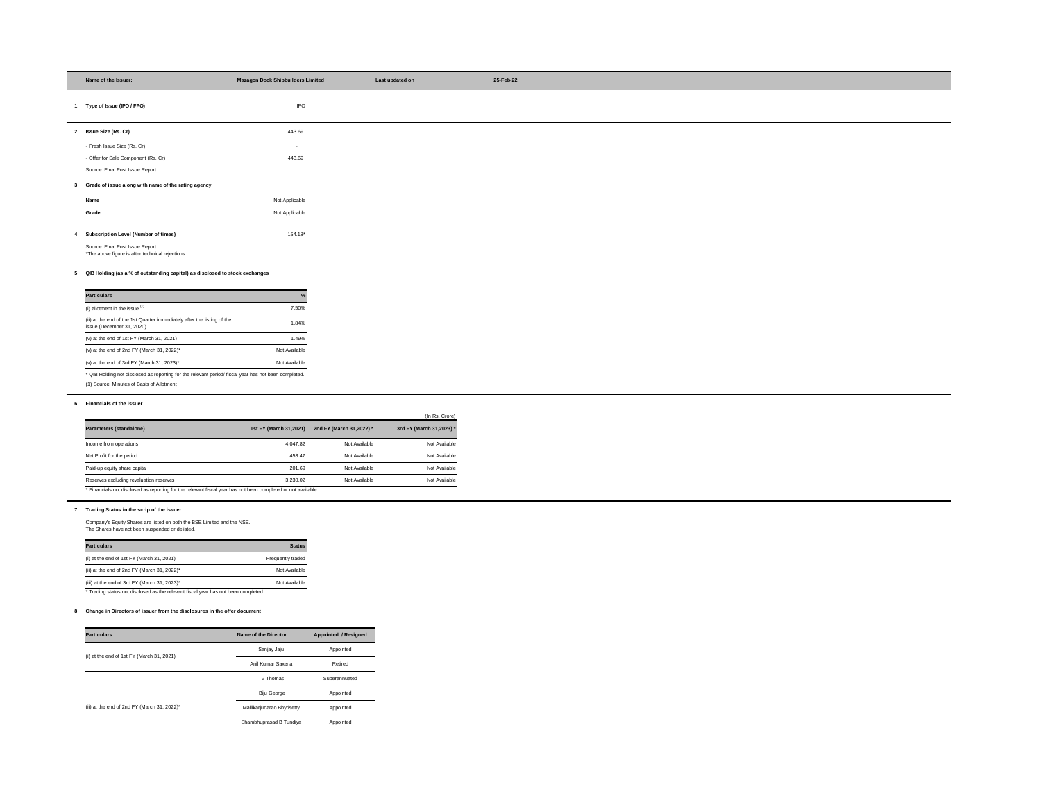| Name of the Issuer: | Mazagon Dock Shipbuilders Limited | Last updated on | 25-Feb-22 |
|---|---|---|---|

**1 Type of Issue (IPO / FPO)** IPO

**2 Issue Size (Rs. Cr)** 443.69

- Fresh Issue Size (Rs. Cr) -

- Offer for Sale Component (Rs. Cr) 443.69

Source: Final Post Issue Report

**3 Grade of issue along with name of the rating agency**

| | |
|---|---|
| **Name** | Not Applicable |
| **Grade** | Not Applicable |

**4 Subscription Level (Number of times)** 154.18*

Source: Final Post Issue Report
*The above figure is after technical rejections

**5 QIB Holding (as a % of outstanding capital) as disclosed to stock exchanges**

| Particulars | % |
|---|---|
| (i) allotment in the issue [1] | 7.50% |
| (ii) at the end of the 1st Quarter immediately after the listing of the issue (December 31, 2020) | 1.84% |
| (v) at the end of 1st FY (March 31, 2021) | 1.49% |
| (v) at the end of 2nd FY (March 31, 2022)* | Not Available |
| (v) at the end of 3rd FY (March 31, 2023)* | Not Available |

* QIB Holding not disclosed as reporting for the relevant period/ fiscal year has not been completed.

(1) Source: Minutes of Basis of Allotment

**6 Financials of the issuer**

(In Rs. Crore)

| Parameters (standalone) | 1st FY (March 31,2021) | 2nd FY (March 31,2022) * | 3rd FY (March 31,2023) * |
|---|---|---|---|
| Income from operations | 4,047.82 | Not Available | Not Available |
| Net Profit for the period | 453.47 | Not Available | Not Available |
| Paid-up equity share capital | 201.69 | Not Available | Not Available |
| Reserves excluding revaluation reserves | 3,230.02 | Not Available | Not Available |

* Financials not disclosed as reporting for the relevant fiscal year has not been completed or not available.

**7 Trading Status in the scrip of the issuer**

Company's Equity Shares are listed on both the BSE Limited and the NSE.
The Shares have not been suspended or delisted.

| Particulars | Status |
|---|---|
| (i) at the end of 1st FY (March 31, 2021) | Frequently traded |
| (ii) at the end of 2nd FY (March 31, 2022)* | Not Available |
| (iii) at the end of 3rd FY (March 31, 2023)* | Not Available |

* Trading status not disclosed as the relevant fiscal year has not been completed.

**8 Change in Directors of issuer from the disclosures in the offer document**

| Particulars | Name of the Director | Appointed / Resigned |
|---|---|---|
| (i) at the end of 1st FY (March 31, 2021) | Sanjay Jaju | Appointed |
| | Anil Kumar Saxena | Retired |
| (ii) at the end of 2nd FY (March 31, 2022)* | TV Thomas | Superannuated |
| | Biju George | Appointed |
| | Mallikarjunarao Bhyrisetty | Appointed |
| | Shambhuprasad B Tundiya | Appointed |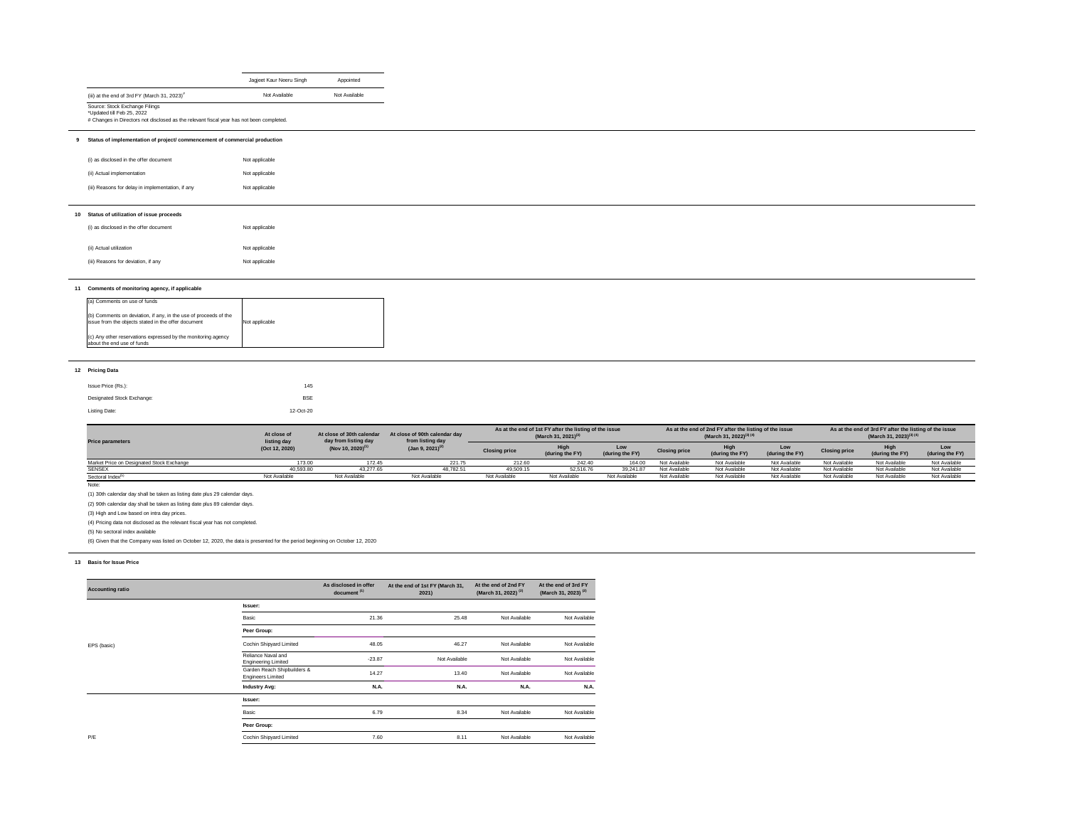| | Jagjeet Kaur Neeru Singh | Appointed |
|---|---|---|
| (iii) at the end of 3rd FY (March 31, 2023)# | Not Available | Not Available |

Source: Stock Exchange Filings
*Updated till Feb 25, 2022
# Changes in Directors not disclosed as the relevant fiscal year has not been completed.

**9 Status of implementation of project/ commencement of commercial production**

| | |
|---|---|
| (i) as disclosed in the offer document | Not applicable |
| (ii) Actual implementation | Not applicable |
| (iii) Reasons for delay in implementation, if any | Not applicable |

**10 Status of utilization of issue proceeds**

| | |
|---|---|
| (i) as disclosed in the offer document | Not applicable |
| (ii) Actual utilization | Not applicable |
| (iii) Reasons for deviation, if any | Not applicable |

**11 Comments of monitoring agency, if applicable**

| | |
|---|---|
| (a) Comments on use of funds | Not applicable |
| (b) Comments on deviation, if any, in the use of proceeds of the issue from the objects stated in the offer document | |
| (c) Any other reservations expressed by the monitoring agency about the end use of funds | |

**12 Pricing Data**

| | |
|---|---|
| Issue Price (Rs.): | 145 |
| Designated Stock Exchange: | BSE |
| Listing Date: | 12-Oct-20 |

| Price parameters | At close of listing day (Oct 12, 2020) | At close of 30th calendar day from listing day (Nov 10, 2020)(1) | At close of 90th calendar day from listing day (Jan 9, 2021)(2) | As at the end of 1st FY after the listing of the issue (March 31, 2021)(3) | | | As at the end of 2nd FY after the listing of the issue (March 31, 2022)(3) (4) | | | As at the end of 3rd FY after the listing of the issue (March 31, 2023)(3) (4) | | |
|---|---|---|---|---|---|---|---|---|---|---|---|---|
| | | | | Closing price | High (during the FY) | Low (during the FY) | Closing price | High (during the FY) | Low (during the FY) | Closing price | High (during the FY) | Low (during the FY) |
| Market Price on Designated Stock Exchange | 173.00 | 172.45 | 221.75 | 212.60 | 242.40 | 164.00 | Not Available | Not Available | Not Available | Not Available | Not Available | Not Available |
| SENSEX | 40,593.80 | 43,277.65 | 48,782.51 | 49,509.15 | 52,516.76 | 39,241.87 | Not Available | Not Available | Not Available | Not Available | Not Available | Not Available |
| Sectoral Index(5) | Not Available | Not Available | Not Available | Not Available | Not Available | Not Available | Not Available | Not Available | Not Available | Not Available | Not Available | Not Available |

Note:

(1) 30th calendar day shall be taken as listing date plus 29 calendar days.

(2) 90th calendar day shall be taken as listing date plus 89 calendar days.

(3) High and Low based on intra day prices.

(4) Pricing data not disclosed as the relevant fiscal year has not completed.

(5) No sectoral index available

(6) Given that the Company was listed on October 12, 2020, the data is presented for the period beginning on October 12, 2020

**13 Basis for Issue Price**

| Accounting ratio | | As disclosed in offer document (1) | At the end of 1st FY (March 31, 2021) | At the end of 2nd FY (March 31, 2022) (2) | At the end of 3rd FY (March 31, 2023) (2) |
|---|---|---|---|---|---|
| EPS (basic) | **Issuer:** | | | | |
| | Basic | 21.36 | 25.48 | Not Available | Not Available |
| | **Peer Group:** | | | | |
| | Cochin Shipyard Limited | 48.05 | 46.27 | Not Available | Not Available |
| | Reliance Naval and Engineering Limited | -23.87 | Not Available | Not Available | Not Available |
| | Garden Reach Shipbuilders & Engineers Limited | 14.27 | 13.40 | Not Available | Not Available |
| | **Industry Avg:** | **N.A.** | **N.A.** | **N.A.** | **N.A.** |
| P/E | **Issuer:** | | | | |
| | Basic | 6.79 | 8.34 | Not Available | Not Available |
| | **Peer Group:** | | | | |
| | Cochin Shipyard Limited | 7.60 | 8.11 | Not Available | Not Available |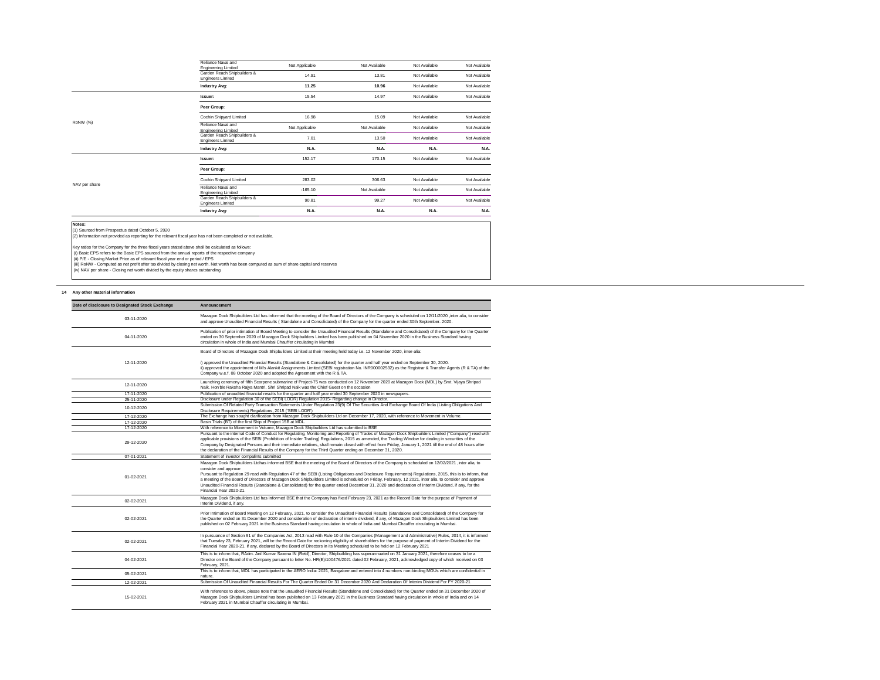| | | | | | |
|---|---|---|---|---|---|
| | Reliance Naval and Engineering Limited | Not Applicable | Not Available | Not Available | Not Available |
| | Garden Reach Shipbuilders & Engineers Limited | 14.91 | 13.81 | Not Available | Not Available |
| | **Industry Avg:** | **11.25** | **10.96** | Not Available | Not Available |
| RoNW (%) | **Issuer:** | 15.54 | 14.97 | Not Available | Not Available |
| | **Peer Group:** | | | | |
| | Cochin Shipyard Limited | 16.98 | 15.09 | Not Available | Not Available |
| | Reliance Naval and Engineering Limited | Not Applicable | Not Available | Not Available | Not Available |
| | Garden Reach Shipbuilders & Engineers Limited | 7.01 | 13.50 | Not Available | Not Available |
| | **Industry Avg:** | **N.A.** | **N.A.** | **N.A.** | **N.A.** |
| NAV per share | **Issuer:** | 152.17 | 170.15 | Not Available | Not Available |
| | **Peer Group:** | | | | |
| | Cochin Shipyard Limited | 283.02 | 306.63 | Not Available | Not Available |
| | Reliance Naval and Engineering Limited | -165.10 | Not Available | Not Available | Not Available |
| | Garden Reach Shipbuilders & Engineers Limited | 90.81 | 99.27 | Not Available | Not Available |
| | **Industry Avg:** | **N.A.** | **N.A.** | **N.A.** | **N.A.** |

**Notes:**
(1) Sourced from Prospectus dated October 5, 2020
(2) Information not provided as reporting for the relevant fiscal year has not been completed or not available.

Key ratios for the Company for the three fiscal years stated above shall be calculated as follows:
(i) Basic EPS refers to the Basic EPS sourced from the annual reports of the respective company
(ii) P/E - Closing Market Price as of relevant fiscal year end or period / EPS
(iii) RoNW - Computed as net profit after tax divided by closing net worth. Net worth has been computed as sum of share capital and reserves
(iv) NAV per share - Closing net worth divided by the equity shares outstanding

**14 Any other material information**

| Date of disclosure to Designated Stock Exchange | Announcement |
|---|---|
| 03-11-2020 | Mazagon Dock Shipbuilders Ltd has informed that the meeting of the Board of Directors of the Company is scheduled on 12/11/2020 ,inter alia, to consider and approve Unaudited Financial Results ( Standalone and Consolidated) of the Company for the quarter ended 30th September. 2020. |
| 04-11-2020 | Publication of prior intimation of Board Meeting to consider the Unaudited Financial Results (Standalone and Consolidated) of the Company for the Quarter ended on 30 September 2020 of Mazagon Dock Shipbuilders Limited has been published on 04 November 2020 in the Business Standard having circulation in whole of India and Mumbai Chauffer circulating in Mumbai |
| 12-11-2020 | Board of Directors of Mazagon Dock Shipbuilders Limited at their meeting held today i.e. 12 November 2020, inter-alia: i) approved the Unaudited Financial Results (Standalone & Consolidated) for the quarter and half year ended on September 30, 2020. ii) approved the appointment of M/s Alankit Assignments Limited (SEBI registration No. INR000002532) as the Registrar & Transfer Agents (R & TA) of the Company w.e.f. 08 October 2020 and adopted the Agreement with the R & TA. |
| 12-11-2020 | Launching ceremony of fifth Scorpene submarine of Project-75 was conducted on 12 November 2020 at Mazagon Dock (MDL) by Smt. Vijaya Shripad Naik. Hon'ble Raksha Rajya Mantri, Shri Shripad Naik was the Chief Guest on the occasion |
| 17-11-2020 | Publication of unaudited financial results for the quarter and half year ended 30 September 2020 in newspapers. |
| 25-11-2020 | Disclosure under Regulation 30 of the SEBI( LODR) Regulation 2015- Regarding change in Director. |
| 10-12-2020 | Submission Of Related Party Transaction Statements Under Regulation 23(9) Of The Securities And Exchange Board Of India (Listing Obligations And Disclosure Requirements) Regulations, 2015 ('SEBI LODR') |
| 17-12-2020 | The Exchange has sought clarification from Mazagon Dock Shipbuilders Ltd on December 17, 2020, with reference to Movement in Volume. |
| 17-12-2020 | Basin Trials (BT) of the first Ship of Project 15B at MDL. |
| 17-12-2020 | With reference to Movement in Volume, Mazagon Dock Shipbuilders Ltd has submitted to BSE |
| 29-12-2020 | Pursuant to the internal Code of Conduct for Regulating, Monitoring and Reporting of Trades of Mazagon Dock Shipbuilders Limited ("Company") read with applicable provisions of the SEBI (Prohibition of Insider Trading) Regulations, 2015 as amended, the Trading Window for dealing in securities of the Company by Designated Persons and their immediate relatives, shall remain closed with effect from Friday, January 1, 2021 till the end of 48 hours after the declaration of the Financial Results of the Company for the Third Quarter ending on December 31, 2020. |
| 07-01-2021 | Statement of investor compalints submitted |
| 01-02-2021 | Mazagon Dock Shipbuilders Ltdhas informed BSE that the meeting of the Board of Directors of the Company is scheduled on 12/02/2021 ,inter alia, to consider and approve Pursuant to Regulation 29 read with Regulation 47 of the SEBI (Listing Obligations and Disclosure Requirements) Regulations, 2015, this is to inform, that a meeting of the Board of Directors of Mazagon Dock Shipbuilders Limited is scheduled on Friday, February, 12 2021, inter alia, to consider and approve Unaudited Financial Results (Standalone & Consolidated) for the quarter ended December 31, 2020 and declaration of Interim Dividend, if any, for the Financial Year 2020-21. |
| 02-02-2021 | Mazagon Dock Shipbuilders Ltd has informed BSE that the Company has fixed February 23, 2021 as the Record Date for the purpose of Payment of Interim Dividend, if any. |
| 02-02-2021 | Prior Intimation of Board Meeting on 12 February, 2021, to consider the Unaudited Financial Results (Standalone and Consolidated) of the Company for the Quarter ended on 31 December 2020 and consideration of declaration of interim dividend, if any, of Mazagon Dock Shipbuilders Limited has been published on 02 February 2021 in the Business Standard having circulation in whole of India and Mumbai Chauffer circulating in Mumbai. |
| 02-02-2021 | In pursuance of Section 91 of the Companies Act, 2013 read with Rule 10 of the Companies (Management and Administrative) Rules, 2014, it is informed that Tuesday 23, February 2021, will be the Record Date for reckoning eligibility of shareholders for the purpose of payment of Interim Dividend for the Financial Year 2020-21, if any, declared by the Board of Directors in its Meeting scheduled to be held on 12 February 2021 |
| 04-02-2021 | This is to inform that, RAdm. Anil Kumar Saxena IN (Retd), Director, Shipbuilding has superannuated on 31 January 2021, therefore ceases to be a Director on the Board of the Company pursuant to letter No. HR(E)/100476/2021 dated 02 February, 2021, acknowledged copy of which received on 03 February, 2021. |
| 05-02-2021 | This is to inform that, MDL has participated in the AERO India- 2021, Bangalore and entered into 4 numbers non-binding MOUs which are confidential in nature. |
| 12-02-2021 | Submission Of Unaudited Financial Results For The Quarter Ended On 31 December 2020 And Declaration Of Interim Dividend For FY 2020-21 |
| 15-02-2021 | With reference to above, please note that the unaudited Financial Results (Standalone and Consolidated) for the Quarter ended on 31 December 2020 of Mazagon Dock Shipbuilders Limited has been published on 13 February 2021 in the Business Standard having circulation in whole of India and on 14 February 2021 in Mumbai Chauffer circulating in Mumbai. |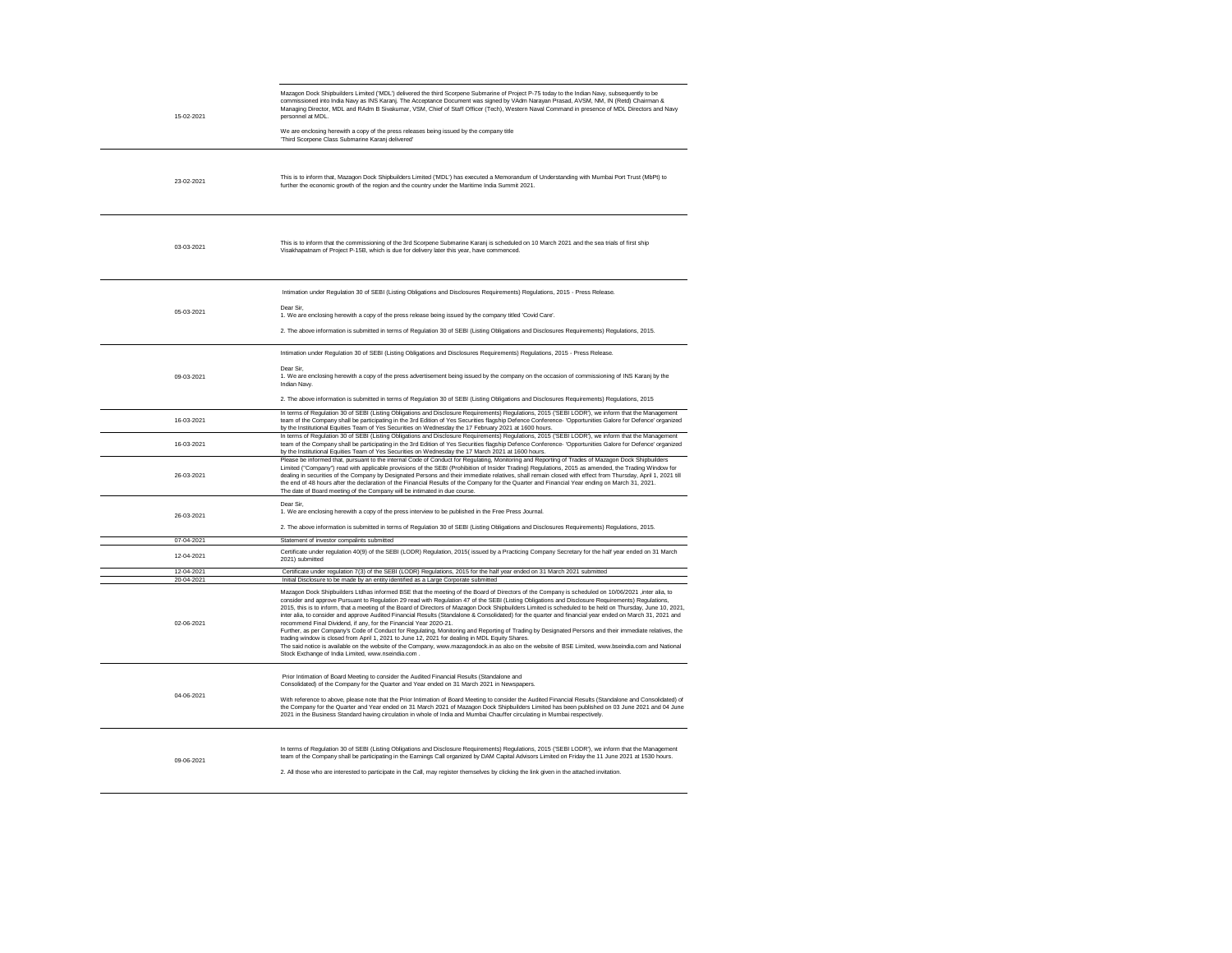| | |
|---|---|
| 15-02-2021 | Mazagon Dock Shipbuilders Limited ('MDL') delivered the third Scorpene Submarine of Project P-75 today to the Indian Navy, subsequently to be commissioned into India Navy as INS Karanj. The Acceptance Document was signed by VAdm Narayan Prasad, AVSM, NM, IN (Retd) Chairman & Managing Director, MDL and RAdm B Sivakumar, VSM, Chief of Staff Officer (Tech), Western Naval Command in presence of MDL Directors and Navy personnel at MDL.<br><br>We are enclosing herewith a copy of the press releases being issued by the company title 'Third Scorpene Class Submarine Karanj delivered' |
| 23-02-2021 | This is to inform that, Mazagon Dock Shipbuilders Limited ('MDL') has executed a Memorandum of Understanding with Mumbai Port Trust (MbPT) to further the economic growth of the region and the country under the Maritime India Summit 2021. |
| 03-03-2021 | This is to inform that the commissioning of the 3rd Scorpene Submarine Karanj is scheduled on 10 March 2021 and the sea trials of first ship Visakhapatnam of Project P-15B, which is due for delivery later this year, have commenced. |
| 05-03-2021 | Intimation under Regulation 30 of SEBI (Listing Obligations and Disclosures Requirements) Regulations, 2015 - Press Release.<br><br>Dear Sir,<br>1. We are enclosing herewith a copy of the press release being issued by the company titled 'Covid Care'.<br><br>2. The above information is submitted in terms of Regulation 30 of SEBI (Listing Obligations and Disclosures Requirements) Regulations, 2015. |
| 09-03-2021 | Intimation under Regulation 30 of SEBI (Listing Obligations and Disclosures Requirements) Regulations, 2015 - Press Release.<br><br>Dear Sir,<br>1. We are enclosing herewith a copy of the press advertisement being issued by the company on the occasion of commissioning of INS Karanj by the Indian Navy.<br><br>2. The above information is submitted in terms of Regulation 30 of SEBI (Listing Obligations and Disclosures Requirements) Regulations, 2015 |
| 16-03-2021 | In terms of Regulation 30 of SEBI (Listing Obligations and Disclosure Requirements) Regulations, 2015 ('SEBI LODR'), we inform that the Management team of the Company shall be participating in the 3rd Edition of Yes Securities flagship Defence Conference- 'Opportunities Galore for Defence' organized by the Institutional Equities Team of Yes Securities on Wednesday the 17 February 2021 at 1600 hours. |
| 16-03-2021 | In terms of Regulation 30 of SEBI (Listing Obligations and Disclosure Requirements) Regulations, 2015 ('SEBI LODR'), we inform that the Management team of the Company shall be participating in the 3rd Edition of Yes Securities flagship Defence Conference- 'Opportunities Galore for Defence' organized by the Institutional Equities Team of Yes Securities on Wednesday the 17 March 2021 at 1600 hours. |
| 26-03-2021 | Please be informed that, pursuant to the internal Code of Conduct for Regulating, Monitoring and Reporting of Trades of Mazagon Dock Shipbuilders Limited ("Company") read with applicable provisions of the SEBI (Prohibition of Insider Trading) Regulations, 2015 as amended, the Trading Window for dealing in securities of the Company by Designated Persons and their immediate relatives, shall remain closed with effect from Thursday, April 1, 2021 till the end of 48 hours after the declaration of the Financial Results of the Company for the Quarter and Financial Year ending on March 31, 2021.<br>The date of Board meeting of the Company will be intimated in due course. |
| 26-03-2021 | Dear Sir,<br>1. We are enclosing herewith a copy of the press interview to be published in the Free Press Journal.<br><br>2. The above information is submitted in terms of Regulation 30 of SEBI (Listing Obligations and Disclosures Requirements) Regulations, 2015. |
| 07-04-2021 | Statement of investor compalints submitted |
| 12-04-2021 | Certificate under regulation 40(9) of the SEBI (LODR) Regulation, 2015( issued by a Practicing Company Secretary for the half year ended on 31 March 2021) submitted |
| 12-04-2021 | Certificate under regulation 7(3) of the SEBI (LODR) Regulations, 2015 for the half year ended on 31 March 2021 submitted |
| 20-04-2021 | Initial Disclosure to be made by an entity identified as a Large Corporate submitted |
| 02-06-2021 | Mazagon Dock Shipbuilders Ltdhas informed BSE that the meeting of the Board of Directors of the Company is scheduled on 10/06/2021 ,inter alia, to consider and approve Pursuant to Regulation 29 read with Regulation 47 of the SEBI (Listing Obligations and Disclosure Requirements) Regulations, 2015, this is to inform, that a meeting of the Board of Directors of Mazagon Dock Shipbuilders Limited is scheduled to be held on Thursday, June 10, 2021, inter alia, to consider and approve Audited Financial Results (Standalone & Consolidated) for the quarter and financial year ended on March 31, 2021 and recommend Final Dividend, if any, for the Financial Year 2020-21.<br>Further, as per Company's Code of Conduct for Regulating, Monitoring and Reporting of Trading by Designated Persons and their immediate relatives, the trading window is closed from April 1, 2021 to June 12, 2021 for dealing in MDL Equity Shares.<br>The said notice is available on the website of the Company, www.mazagondock.in as also on the website of BSE Limited, www.bseindia.com and National Stock Exchange of India Limited, www.nseindia.com . |
| 04-06-2021 | Prior Intimation of Board Meeting to consider the Audited Financial Results (Standalone and Consolidated) of the Company for the Quarter and Year ended on 31 March 2021 in Newspapers.<br><br>With reference to above, please note that the Prior Intimation of Board Meeting to consider the Audited Financial Results (Standalone and Consolidated) of the Company for the Quarter and Year ended on 31 March 2021 of Mazagon Dock Shipbuilders Limited has been published on 03 June 2021 and 04 June 2021 in the Business Standard having circulation in whole of India and Mumbai Chauffer circulating in Mumbai respectively. |
| 09-06-2021 | In terms of Regulation 30 of SEBI (Listing Obligations and Disclosure Requirements) Regulations, 2015 ('SEBI LODR'), we inform that the Management team of the Company shall be participating in the Earnings Call organized by DAM Capital Advisors Limited on Friday the 11 June 2021 at 1530 hours.<br><br>2. All those who are interested to participate in the Call, may register themselves by clicking the link given in the attached invitation. |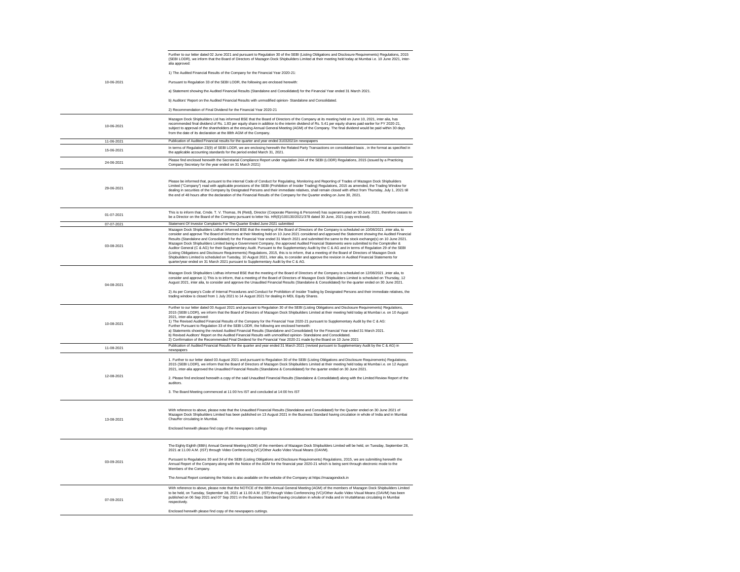| | |
|---|---|
| 10-06-2021 | Further to our letter dated 02 June 2021 and pursuant to Regulation 30 of the SEBI (Listing Obligations and Disclosure Requirements) Regulations, 2015 (SEBI LODR), we inform that the Board of Directors of Mazagon Dock Shipbuilders Limited at their meeting held today at Mumbai i.e. 10 June 2021, inter-alia approved:<br><br>1) The Audited Financial Results of the Company for the Financial Year 2020-21:<br><br>Pursuant to Regulation 33 of the SEBI LODR, the following are enclosed herewith:<br><br>a) Statement showing the Audited Financial Results (Standalone and Consolidated) for the Financial Year ended 31 March 2021.<br><br>b) Auditors' Report on the Audited Financial Results with unmodified opinion- Standalone and Consolidated.<br><br>2) Recommendation of Final Dividend for the Financial Year 2020-21 |
| 10-06-2021 | Mazagon Dock Shipbuilders Ltd has informed BSE that the Board of Directors of the Company at its meeting held on June 10, 2021, inter alia, has recommended final dividend of Rs. 1.83 per equity share in addition to the interim dividend of Rs. 5.41 per equity shares paid earlier for FY 2020-21, subject to approval of the shareholders at the ensuing Annual General Meeting (AGM) of the Company. The final dividend would be paid within 30 days from the date of its declaration at the 88th AGM of the Company. |
| 11-06-2021 | Publication of Audited Financial results for the quarter and year ended 31032021in newspapers |
| 15-06-2021 | In terms of Regulation 23(9) of SEBI LODR, we are enclosing herewith the Related Party Transactions on consolidated basis , in the format as specified in the applicable accounting standards for the period ended March 31, 2021. |
| 24-06-2021 | Please find enclosed herewith the Secretarial Compliance Report under regulation 24A of the SEBI (LODR) Regulations, 2015 (issued by a Practicing Company Secretary for the year ended on 31 March 2021) |
| 29-06-2021 | Please be informed that, pursuant to the internal Code of Conduct for Regulating, Monitoring and Reporting of Trades of Mazagon Dock Shipbuilders Limited ("Company") read with applicable provisions of the SEBI (Prohibition of Insider Trading) Regulations, 2015 as amended, the Trading Window for dealing in securities of the Company by Designated Persons and their immediate relatives, shall remain closed with effect from Thursday, July 1, 2021 till the end of 48 hours after the declaration of the Financial Results of the Company for the Quarter ending on June 30, 2021. |
| 01-07-2021 | This is to inform that, Cmde. T. V. Thomas, IN (Retd), Director (Corporate Planning & Personnel) has superannuated on 30 June 2021, therefore ceases to be a Director on the Board of the Company pursuant to letter No. HR(E)/100130/2021/378 dated 30 June, 2021 (copy enclosed). |
| 07-07-2021 | Statement Of Investor Complaints For The Quarter Ended June 2021 submitted |
| 03-08-2021 | Mazagon Dock Shipbuilders Ltdhas informed BSE that the meeting of the Board of Directors of the Company is scheduled on 10/08/2021 ,inter alia, to consider and approve The Board of Directors at their Meeting held on 10 June 2021 considered and approved the Statement showing the Audited Financial Results (Standalone and Consolidated) for the Financial Year ended 31 March 2021 and submitted the same to the stock exchange(s) on 10 June 2021. Mazagon Dock Shipbuilders Limited being a Government Company, the approved Audited Financial Statements were submitted to the Comptroller & Auditor General (C & AG) for their Supplementary Audit. Pursuant to the Supplementary Audit by the C & AG and in terms of Regulation 29 of the SEBI (Listing Obligations and Disclosure Requirements) Regulations, 2015, this is to inform, that a meeting of the Board of Directors of Mazagon Dock Shipbuilders Limited is scheduled on Tuesday, 10 August 2021, inter alia, to consider and approve the revision in Audited Financial Statements for quarter/year ended on 31 March 2021 pursuant to Supplementary Audit by the C & AG. |
| 04-08-2021 | Mazagon Dock Shipbuilders Ltdhas informed BSE that the meeting of the Board of Directors of the Company is scheduled on 12/08/2021 ,inter alia, to consider and approve 1) This is to inform, that a meeting of the Board of Directors of Mazagon Dock Shipbuilders Limited is scheduled on Thursday, 12 August 2021, inter alia, to consider and approve the Unaudited Financial Results (Standalone & Consolidated) for the quarter ended on 30 June 2021.<br><br>2) As per Company's Code of Internal Procedures and Conduct for Prohibition of Insider Trading by Designated Persons and their immediate relatives, the trading window is closed from 1 July 2021 to 14 August 2021 for dealing in MDL Equity Shares. |
| 10-08-2021 | Further to our letter dated 03 August 2021 and pursuant to Regulation 30 of the SEBI (Listing Obligations and Disclosure Requirements) Regulations, 2015 (SEBI LODR), we inform that the Board of Directors of Mazagon Dock Shipbuilders Limited at their meeting held today at Mumbai i.e. on 10 August 2021, inter-alia approved:<br>1) The Revised Audited Financial Results of the Company for the Financial Year 2020-21 pursuant to Supplementary Audit by the C & AG:<br>Further Pursuant to Regulation 33 of the SEBI LODR, the following are enclosed herewith:<br>a) Statements showing the revised Audited Financial Results (Standalone and Consolidated) for the Financial Year ended 31 March 2021.<br>b) Revised Auditors' Report on the Audited Financial Results with unmodified opinion- Standalone and Consolidated.<br>2) Confirmation of the Recommended Final Dividend for the Financial Year 2020-21 made by the Board on 10 June 2021 |
| 11-08-2021 | Publication of Audited Financial Results for the quarter and year ended 31 March 2021 (revised pursuant to Supplementary Audit by the C & AG) in newspapers |
| 12-08-2021 | 1. Further to our letter dated 03 August 2021 and pursuant to Regulation 30 of the SEBI (Listing Obligations and Disclosure Requirements) Regulations, 2015 (SEBI LODR), we inform that the Board of Directors of Mazagon Dock Shipbuilders Limited at their meeting held today at Mumbai i.e. on 12 August 2021, inter-alia approved the Unaudited Financial Results (Standalone & Consolidated) for the quarter ended on 30 June 2021.<br><br>2. Please find enclosed herewith a copy of the said Unaudited Financial Results (Standalone & Consolidated) along with the Limited Review Report of the auditors.<br><br>3. The Board Meeting commenced at 11:00 hrs IST and concluded at 14:00 hrs IST |
| 13-08-2021 | With reference to above, please note that the Unaudited Financial Results (Standalone and Consolidated) for the Quarter ended on 30 June 2021 of Mazagon Dock Shipbuilders Limited has been published on 13 August 2021 in the Business Standard having circulation in whole of India and in Mumbai Chauffer circulating in Mumbai.<br><br>Enclosed herewith please find copy of the newspapers cuttings |
| 03-09-2021 | The Eighty Eighth (88th) Annual General Meeting (AGM) of the members of Mazagon Dock Shipbuilders Limited will be held, on Tuesday, September 28, 2021 at 11.00 A.M. (IST) through Video Conferencing (VC)/Other Audio Video Visual Means (OAVM).<br><br>Pursuant to Regulations 30 and 34 of the SEBI (Listing Obligations and Disclosure Requirements) Regulations, 2015, we are submitting herewith the Annual Report of the Company along with the Notice of the AGM for the financial year 2020-21 which is being sent through electronic mode to the Members of the Company.<br><br>The Annual Report containing the Notice is also available on the website of the Company at https://mazagondock.in |
| 07-09-2021 | With reference to above, please note that the NOTICE of the 88th Annual General Meeting (AGM) of the members of Mazagon Dock Shipbuilders Limited to be held, on Tuesday, September 28, 2021 at 11.00 A.M. (IST) through Video Conferencing (VC)/Other Audio Video Visual Means (OAVM) has been published on 06 Sep 2021 and 07 Sep 2021 in the Business Standard having circulation in whole of India and in VruttaManas circulating in Mumbai respectively.<br><br>Enclosed herewith please find copy of the newspapers cuttings. |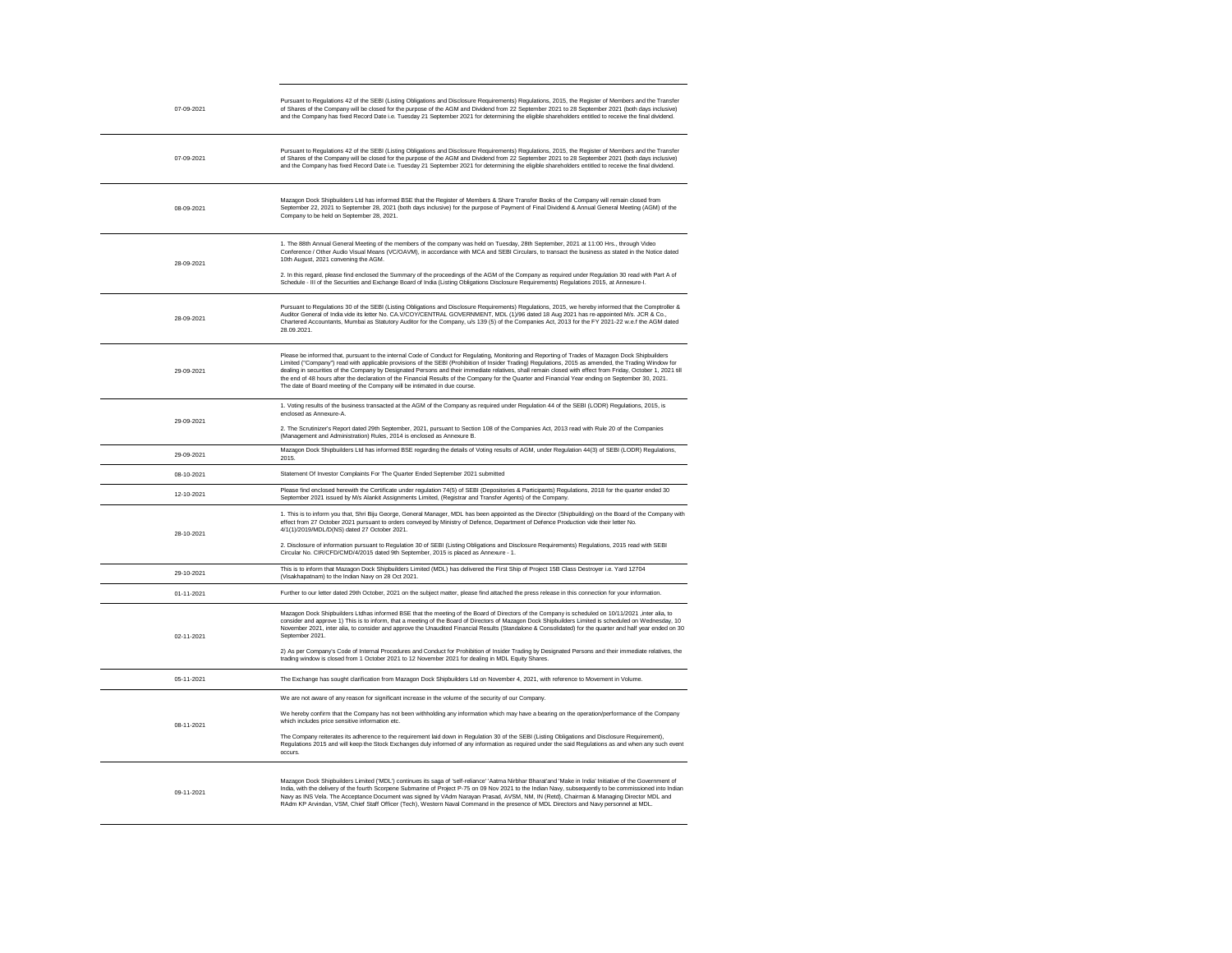| | |
|---|---|
| 07-09-2021 | Pursuant to Regulations 42 of the SEBI (Listing Obligations and Disclosure Requirements) Regulations, 2015, the Register of Members and the Transfer of Shares of the Company will be closed for the purpose of the AGM and Dividend from 22 September 2021 to 28 September 2021 (both days inclusive) and the Company has fixed Record Date i.e. Tuesday 21 September 2021 for determining the eligible shareholders entitled to receive the final dividend. |
| 07-09-2021 | Pursuant to Regulations 42 of the SEBI (Listing Obligations and Disclosure Requirements) Regulations, 2015, the Register of Members and the Transfer of Shares of the Company will be closed for the purpose of the AGM and Dividend from 22 September 2021 to 28 September 2021 (both days inclusive) and the Company has fixed Record Date i.e. Tuesday 21 September 2021 for determining the eligible shareholders entitled to receive the final dividend. |
| 08-09-2021 | Mazagon Dock Shipbuilders Ltd has informed BSE that the Register of Members & Share Transfer Books of the Company will remain closed from September 22, 2021 to September 28, 2021 (both days inclusive) for the purpose of Payment of Final Dividend & Annual General Meeting (AGM) of the Company to be held on September 28, 2021. |
| 28-09-2021 | 1. The 88th Annual General Meeting of the members of the company was held on Tuesday, 28th September, 2021 at 11:00 Hrs., through Video Conference / Other Audio Visual Means (VC/OAVM), in accordance with MCA and SEBI Circulars, to transact the business as stated in the Notice dated 10th August, 2021 convening the AGM.<br><br>2. In this regard, please find enclosed the Summary of the proceedings of the AGM of the Company as required under Regulation 30 read with Part A of Schedule - III of the Securities and Exchange Board of India (Listing Obligations Disclosure Requirements) Regulations 2015, at Annexure-I. |
| 28-09-2021 | Pursuant to Regulations 30 of the SEBI (Listing Obligations and Disclosure Requirements) Regulations, 2015, we hereby informed that the Comptroller & Auditor General of India vide its letter No. CA.V/COY/CENTRAL GOVERNMENT, MDL (1)/96 dated 18 Aug 2021 has re-appointed M/s. JCR & Co., Chartered Accountants, Mumbai as Statutory Auditor for the Company, u/s 139 (5) of the Companies Act, 2013 for the FY 2021-22 w.e.f the AGM dated 28.09.2021. |
| 29-09-2021 | Please be informed that, pursuant to the internal Code of Conduct for Regulating, Monitoring and Reporting of Trades of Mazagon Dock Shipbuilders Limited ("Company") read with applicable provisions of the SEBI (Prohibition of Insider Trading) Regulations, 2015 as amended, the Trading Window for dealing in securities of the Company by Designated Persons and their immediate relatives, shall remain closed with effect from Friday, October 1, 2021 till the end of 48 hours after the declaration of the Financial Results of the Company for the Quarter and Financial Year ending on September 30, 2021. The date of Board meeting of the Company will be intimated in due course. |
| 29-09-2021 | 1. Voting results of the business transacted at the AGM of the Company as required under Regulation 44 of the SEBI (LODR) Regulations, 2015, is enclosed as Annexure-A.<br><br>2. The Scrutinizer's Report dated 29th September, 2021, pursuant to Section 108 of the Companies Act, 2013 read with Rule 20 of the Companies (Management and Administration) Rules, 2014 is enclosed as Annexure B. |
| 29-09-2021 | Mazagon Dock Shipbuilders Ltd has informed BSE regarding the details of Voting results of AGM, under Regulation 44(3) of SEBI (LODR) Regulations, 2015. |
| 08-10-2021 | Statement Of Investor Complaints For The Quarter Ended September 2021 submitted |
| 12-10-2021 | Please find enclosed herewith the Certificate under regulation 74(5) of SEBI (Depositories & Participants) Regulations, 2018 for the quarter ended 30 September 2021 issued by M/s Alankit Assignments Limited, (Registrar and Transfer Agents) of the Company. |
| 28-10-2021 | 1. This is to inform you that, Shri Biju George, General Manager, MDL has been appointed as the Director (Shipbuilding) on the Board of the Company with effect from 27 October 2021 pursuant to orders conveyed by Ministry of Defence, Department of Defence Production vide their letter No. 4/1(1)/2019/MDL/D(NS) dated 27 October 2021.<br><br>2. Disclosure of information pursuant to Regulation 30 of SEBI (Listing Obligations and Disclosure Requirements) Regulations, 2015 read with SEBI Circular No. CIR/CFD/CMD/4/2015 dated 9th September, 2015 is placed as Annexure - 1. |
| 29-10-2021 | This is to inform that Mazagon Dock Shipbuilders Limited (MDL) has delivered the First Ship of Project 15B Class Destroyer i.e. Yard 12704 (Visakhapatnam) to the Indian Navy on 28 Oct 2021. |
| 01-11-2021 | Further to our letter dated 29th October, 2021 on the subject matter, please find attached the press release in this connection for your information. |
| 02-11-2021 | Mazagon Dock Shipbuilders Ltdhas informed BSE that the meeting of the Board of Directors of the Company is scheduled on 10/11/2021 ,inter alia, to consider and approve 1) This is to inform, that a meeting of the Board of Directors of Mazagon Dock Shipbuilders Limited is scheduled on Wednesday, 10 November 2021, inter alia, to consider and approve the Unaudited Financial Results (Standalone & Consolidated) for the quarter and half year ended on 30 September 2021.<br><br>2) As per Company's Code of Internal Procedures and Conduct for Prohibition of Insider Trading by Designated Persons and their immediate relatives, the trading window is closed from 1 October 2021 to 12 November 2021 for dealing in MDL Equity Shares. |
| 05-11-2021 | The Exchange has sought clarification from Mazagon Dock Shipbuilders Ltd on November 4, 2021, with reference to Movement in Volume. |
| 08-11-2021 | We are not aware of any reason for significant increase in the volume of the security of our Company.<br><br>We hereby confirm that the Company has not been withholding any information which may have a bearing on the operation/performance of the Company which includes price sensitive information etc.<br><br>The Company reiterates its adherence to the requirement laid down in Regulation 30 of the SEBI (Listing Obligations and Disclosure Requirement), Regulations 2015 and will keep the Stock Exchanges duly informed of any information as required under the said Regulations as and when any such event occurs. |
| 09-11-2021 | Mazagon Dock Shipbuilders Limited ('MDL') continues its saga of 'self-reliance' 'Aatma Nirbhar Bharat'and 'Make in India' Initiative of the Government of India, with the delivery of the fourth Scorpene Submarine of Project P-75 on 09 Nov 2021 to the Indian Navy, subsequently to be commissioned into Indian Navy as INS Vela. The Acceptance Document was signed by VAdm Narayan Prasad, AVSM, NM, IN (Retd), Chairman & Managing Director MDL and RAdm KP Arvindan, VSM, Chief Staff Officer (Tech), Western Naval Command in the presence of MDL Directors and Navy personnel at MDL. |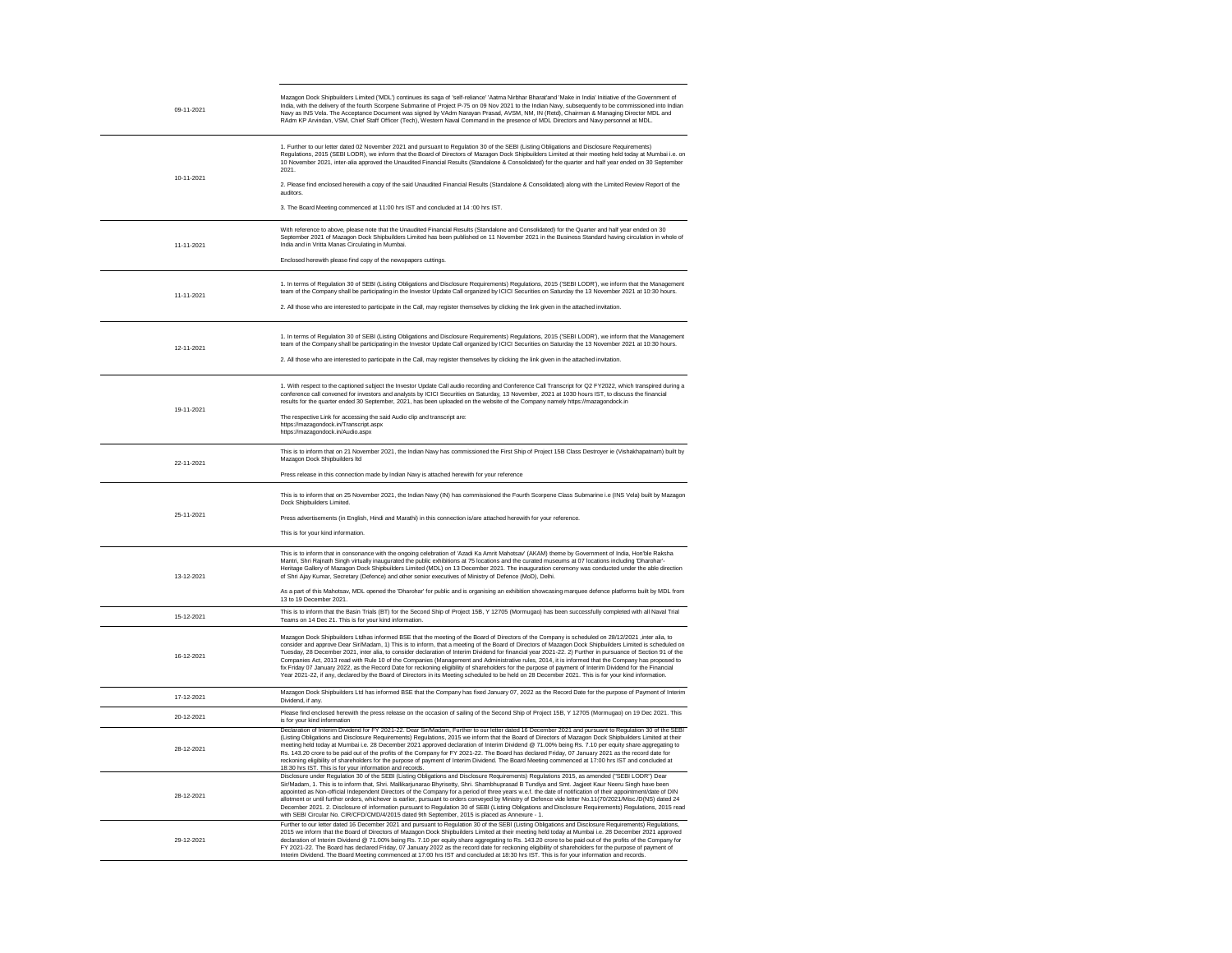| | |
|---|---|
| 09-11-2021 | Mazagon Dock Shipbuilders Limited ('MDL') continues its saga of 'self-reliance' 'Aatma Nirbhar Bharat'and 'Make in India' Initiative of the Government of India, with the delivery of the fourth Scorpene Submarine of Project P-75 on 09 Nov 2021 to the Indian Navy, subsequently to be commissioned into Indian Navy as INS Vela. The Acceptance Document was signed by VAdm Narayan Prasad, AVSM, NM, IN (Retd), Chairman & Managing Director MDL and RAdm KP Arvindan, VSM, Chief Staff Officer (Tech), Western Naval Command in the presence of MDL Directors and Navy personnel at MDL. |
| 10-11-2021 | 1. Further to our letter dated 02 November 2021 and pursuant to Regulation 30 of the SEBI (Listing Obligations and Disclosure Requirements) Regulations, 2015 (SEBI LODR), we inform that the Board of Directors of Mazagon Dock Shipbuilders Limited at their meeting held today at Mumbai i.e. on 10 November 2021, inter-alia approved the Unaudited Financial Results (Standalone & Consolidated) for the quarter and half year ended on 30 September 2021.<br><br>2. Please find enclosed herewith a copy of the said Unaudited Financial Results (Standalone & Consolidated) along with the Limited Review Report of the auditors.<br><br>3. The Board Meeting commenced at 11:00 hrs IST and concluded at 14 :00 hrs IST. |
| 11-11-2021 | With reference to above, please note that the Unaudited Financial Results (Standalone and Consolidated) for the Quarter and half year ended on 30 September 2021 of Mazagon Dock Shipbuilders Limited has been published on 11 November 2021 in the Business Standard having circulation in whole of India and in Vritta Manas Circulating in Mumbai.<br><br>Enclosed herewith please find copy of the newspapers cuttings. |
| 11-11-2021 | 1. In terms of Regulation 30 of SEBI (Listing Obligations and Disclosure Requirements) Regulations, 2015 ('SEBI LODR'), we inform that the Management team of the Company shall be participating in the Investor Update Call organized by ICICI Securities on Saturday the 13 November 2021 at 10:30 hours.<br><br>2. All those who are interested to participate in the Call, may register themselves by clicking the link given in the attached invitation. |
| 12-11-2021 | 1. In terms of Regulation 30 of SEBI (Listing Obligations and Disclosure Requirements) Regulations, 2015 ('SEBI LODR'), we inform that the Management team of the Company shall be participating in the Investor Update Call organized by ICICI Securities on Saturday the 13 November 2021 at 10:30 hours.<br><br>2. All those who are interested to participate in the Call, may register themselves by clicking the link given in the attached invitation. |
| 19-11-2021 | 1. With respect to the captioned subject the Investor Update Call audio recording and Conference Call Transcript for Q2 FY2022, which transpired during a conference call convened for investors and analysts by ICICI Securities on Saturday, 13 November, 2021 at 1030 hours IST, to discuss the financial results for the quarter ended 30 September, 2021, has been uploaded on the website of the Company namely https://mazagondock.in<br><br>The respective Link for accessing the said Audio clip and transcript are:<br>https://mazagondock.in/Transcript.aspx<br>https://mazagondock.in/Audio.aspx |
| 22-11-2021 | This is to inform that on 21 November 2021, the Indian Navy has commissioned the First Ship of Project 15B Class Destroyer ie (Vishakhapatnam) built by Mazagon Dock Shipbuilders ltd<br><br>Press release in this connection made by Indian Navy is attached herewith for your reference |
| 25-11-2021 | This is to inform that on 25 November 2021, the Indian Navy (IN) has commissioned the Fourth Scorpene Class Submarine i.e (INS Vela) built by Mazagon Dock Shipbuilders Limited.<br><br>Press advertisements (in English, Hindi and Marathi) in this connection is/are attached herewith for your reference.<br><br>This is for your kind information. |
| 13-12-2021 | This is to inform that in consonance with the ongoing celebration of 'Azadi Ka Amrit Mahotsav' (AKAM) theme by Government of India, Hon'ble Raksha Mantri, Shri Rajnath Singh virtually inaugurated the public exhibitions at 75 locations and the curated museums at 07 locations including 'Dharohar'- Heritage Gallery of Mazagon Dock Shipbuilders Limited (MDL) on 13 December 2021. The inauguration ceremony was conducted under the able direction of Shri Ajay Kumar, Secretary (Defence) and other senior executives of Ministry of Defence (MoD), Delhi.<br><br>As a part of this Mahotsav, MDL opened the 'Dharohar' for public and is organising an exhibition showcasing marquee defence platforms built by MDL from 13 to 19 December 2021. |
| 15-12-2021 | This is to inform that the Basin Trials (BT) for the Second Ship of Project 15B, Y 12705 (Mormugao) has been successfully completed with all Naval Trial Teams on 14 Dec 21. This is for your kind information. |
| 16-12-2021 | Mazagon Dock Shipbuilders Ltdhas informed BSE that the meeting of the Board of Directors of the Company is scheduled on 28/12/2021 ,inter alia, to consider and approve Dear Sir/Madam, 1) This is to inform, that a meeting of the Board of Directors of Mazagon Dock Shipbuilders Limited is scheduled on Tuesday, 28 December 2021, inter alia, to consider declaration of Interim Dividend for financial year 2021-22. 2) Further in pursuance of Section 91 of the Companies Act, 2013 read with Rule 10 of the Companies (Management and Administrative rules, 2014, it is informed that the Company has proposed to fix Friday 07 January 2022, as the Record Date for reckoning eligibility of shareholders for the purpose of payment of Interim Dividend for the Financial Year 2021-22, if any, declared by the Board of Directors in its Meeting scheduled to be held on 28 December 2021. This is for your kind information. |
| 17-12-2021 | Mazagon Dock Shipbuilders Ltd has informed BSE that the Company has fixed January 07, 2022 as the Record Date for the purpose of Payment of Interim Dividend, if any. |
| 20-12-2021 | Please find enclosed herewith the press release on the occasion of sailing of the Second Ship of Project 15B, Y 12705 (Mormugao) on 19 Dec 2021. This is for your kind information |
| 28-12-2021 | Declaration of Interim Dividend for FY 2021-22. Dear Sir/Madam, Further to our letter dated 16 December 2021 and pursuant to Regulation 30 of the SEBI (Listing Obligations and Disclosure Requirements) Regulations, 2015 we inform that the Board of Directors of Mazagon Dock Shipbuilders Limited at their meeting held today at Mumbai i.e. 28 December 2021 approved declaration of Interim Dividend @ 71.00% being Rs. 7.10 per equity share aggregating to Rs. 143.20 crore to be paid out of the profits of the Company for FY 2021-22. The Board has declared Friday, 07 January 2021 as the record date for reckoning eligibility of shareholders for the purpose of payment of Interim Dividend. The Board Meeting commenced at 17:00 hrs IST and concluded at 18:30 hrs IST. This is for your information and records. |
| 28-12-2021 | Disclosure under Regulation 30 of the SEBI (Listing Obligations and Disclosure Requirements) Regulations 2015, as amended ("SEBI LODR") Dear Sir/Madam, 1. This is to inform that, Shri. Mallikarjunarao Bhyrisetty, Shri. Shambhuprasad B Tundiya and Smt. Jagjeet Kaur Neeru Singh have been appointed as Non-official Independent Directors of the Company for a period of three years w.e.f. the date of notification of their appointment/date of DIN allotment or until further orders, whichever is earlier, pursuant to orders conveyed by Ministry of Defence vide letter No.11(70/2021/Misc./D(NS) dated 24 December 2021. 2. Disclosure of information pursuant to Regulation 30 of SEBI (Listing Obligations and Disclosure Requirements) Regulations, 2015 read with SEBI Circular No. CIR/CFD/CMD/4/2015 dated 9th September, 2015 is placed as Annexure - 1. |
| 29-12-2021 | Further to our letter dated 16 December 2021 and pursuant to Regulation 30 of the SEBI (Listing Obligations and Disclosure Requirements) Regulations, 2015 we inform that the Board of Directors of Mazagon Dock Shipbuilders Limited at their meeting held today at Mumbai i.e. 28 December 2021 approved declaration of Interim Dividend @ 71.00% being Rs. 7.10 per equity share aggregating to Rs. 143.20 crore to be paid out of the profits of the Company for FY 2021-22. The Board has declared Friday, 07 January 2022 as the record date for reckoning eligibility of shareholders for the purpose of payment of Interim Dividend. The Board Meeting commenced at 17:00 hrs IST and concluded at 18:30 hrs IST. This is for your information and records. |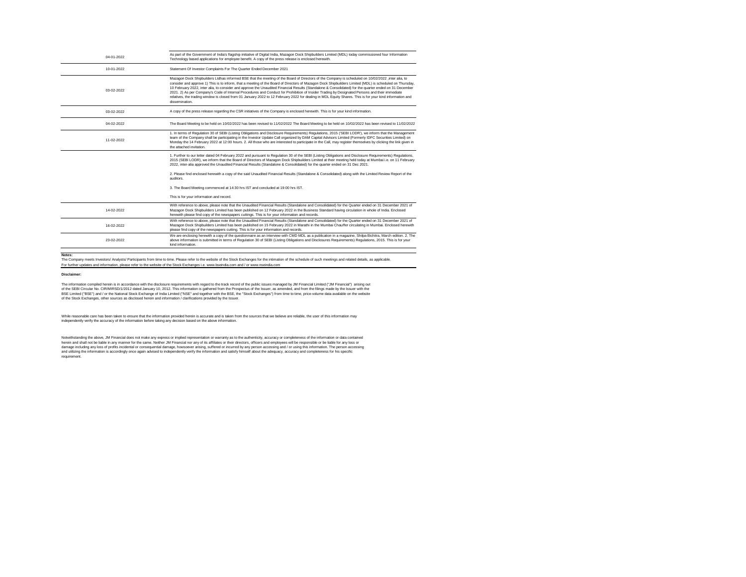| | |
|---|---|
| 04-01-2022 | As part of the Government of India's flagship initiative of Digital India, Mazagon Dock Shipbuilders Limited (MDL) today commissioned four Information Technology based applications for employee benefit. A copy of the press release is enclosed herewith. |
| 10-01-2022 | Statement Of Investor Complaints For The Quarter Ended December 2021 |
| 03-02-2022 | Mazagon Dock Shipbuilders Ltdhas informed BSE that the meeting of the Board of Directors of the Company is scheduled on 10/02/2022 ,inter alia, to consider and approve 1) This is to inform, that a meeting of the Board of Directors of Mazagon Dock Shipbuilders Limited (MDL) is scheduled on Thursday, 10 February 2022, inter alia, to consider and approve the Unaudited Financial Results (Standalone & Consolidated) for the quarter ended on 31 December 2021. 2) As per Company's Code of Internal Procedures and Conduct for Prohibition of Insider Trading by Designated Persons and their immediate relatives, the trading window is closed from 01 January 2022 to 12 February 2022 for dealing in MDL Equity Shares. This is for your kind information and dissemination. |
| 03-02-2022 | A copy of the press release regarding the CSR initiatives of the Company is enclosed herewith. This is for your kind information. |
| 04-02-2022 | The Board Meeting to be held on 10/02/2022 has been revised to 11/02/2022 The Board Meeting to be held on 10/02/2022 has been revised to 11/02/2022 |
| 11-02-2022 | 1. In terms of Regulation 30 of SEBI (Listing Obligations and Disclosure Requirements) Regulations, 2015 ('SEBI LODR'), we inform that the Management team of the Company shall be participating in the Investor Update Call organized by DAM Capital Advisors Limited (Formerly IDFC Securities Limited) on Monday the 14 February 2022 at 12:00 hours. 2. All those who are interested to participate in the Call, may register themselves by clicking the link given in the attached invitation. |
| | 1. Further to our letter dated 04 February 2022 and pursuant to Regulation 30 of the SEBI (Listing Obligations and Disclosure Requirements) Regulations, 2015 (SEBI LODR), we inform that the Board of Directors of Mazagon Dock Shipbuilders Limited at their meeting held today at Mumbai i.e. on 11 February 2022, inter-alia approved the Unaudited Financial Results (Standalone & Consolidated) for the quarter ended on 31 Dec 2021.<br><br>2. Please find enclosed herewith a copy of the said Unaudited Financial Results (Standalone & Consolidated) along with the Limited Review Report of the auditors.<br><br>3. The Board Meeting commenced at 14:30 hrs IST and concluded at 19:00 hrs IST.<br><br>This is for your information and record. |
| 14-02-2022 | With reference to above, please note that the Unaudited Financial Results (Standalone and Consolidated) for the Quarter ended on 31 December 2021 of Mazagon Dock Shipbuilders Limited has been published on 12 February 2022 in the Business Standard having circulation in whole of India. Enclosed herewith please find copy of the newspapers cuttings. This is for your information and records. |
| 16-02-2022 | With reference to above, please note that the Unaudited Financial Results (Standalone and Consolidated) for the Quarter ended on 31 December 2021 of Mazagon Dock Shipbuilders Limited has been published on 15 February 2022 in Marathi in the Mumbai Chauffer circulating in Mumbai. Enclosed herewith please find copy of the newspapers cutting. This is for your information and records. |
| 23-02-2022 | We are enclosing herewith a copy of the questionnaire as an interview with CMD MDL as a publication in a magazine, Shilpa Bichitra, March edition. 2. The above information is submitted in terms of Regulation 30 of SEBI (Listing Obligations and Disclosures Requirements) Regulations, 2015. This is for your kind information. |

**Notes:**
The Company meets Investors/ Analysts/ Participants from time to time. Please refer to the website of the Stock Exchanges for the intimation of the schedule of such meetings and related details, as applicable.
For further updates and information, please refer to the website of the Stock Exchanges i.e. www.bseindia.com and / or www.nseindia.com

**Disclaimer:**

The information compiled herein is in accordance with the disclosure requirements with regard to the track record of the public issues managed by JM Financial Limited ("JM Financial") arising out of the SEBI Circular No. CIR/MIRSD/1/2012 dated January 10, 2012. This information is gathered from the Prospectus of the Issuer, as amended, and from the filings made by the Issuer with the BSE Limited ("BSE") and / or the National Stock Exchange of India Limited ("NSE" and together with the BSE, the "Stock Exchanges") from time to time, price-volume data available on the website of the Stock Exchanges, other sources as disclosed herein and information / clarifications provided by the Issuer.

While reasonable care has been taken to ensure that the information provided herein is accurate and is taken from the sources that we believe are reliable, the user of this information may independently verify the accuracy of the information before taking any decision based on the above information.

Notwithstanding the above, JM Financial does not make any express or implied representation or warranty as to the authenticity, accuracy or completeness of the information or data contained herein and shall not be liable in any manner for the same. Neither JM Financial nor any of its affiliates or their directors, officers and employees will be responsible or be liable for any loss or damage including any loss of profits incidental or consequential damage, howsoever arising, suffered or incurred by any person accessing and / or using this information. The person accessing and utilizing the information is accordingly once again advised to independently verify the information and satisfy himself about the adequacy, accuracy and completeness for his specific requirement.